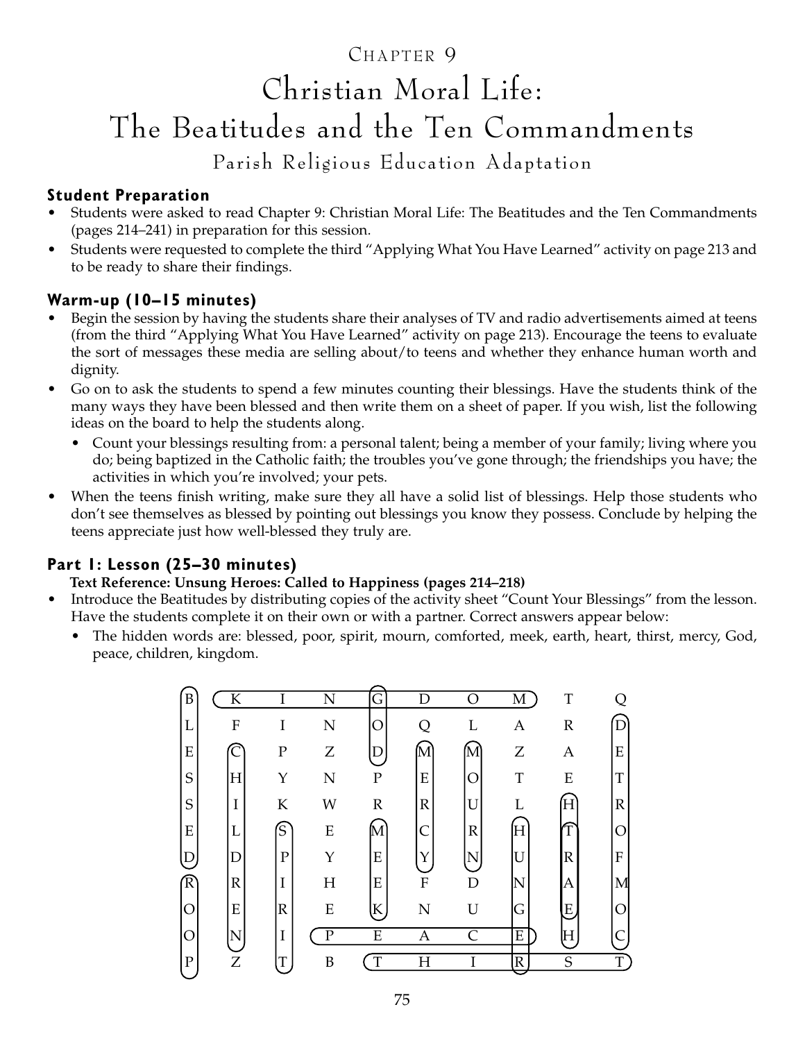# CHAPTER 9

# Christian Moral Life: The Beatitudes and the Ten Commandments

## Parish Religious Education Adaptation

### Student Preparation

- Students were asked to read Chapter 9: Christian Moral Life: The Beatitudes and the Ten Commandments (pages 214–241) in preparation for this session.
- Students were requested to complete the third "Applying What You Have Learned" activity on page 213 and to be ready to share their findings.

### Warm-up (10–15 minutes)

- Begin the session by having the students share their analyses of TV and radio advertisements aimed at teens (from the third "Applying What You Have Learned" activity on page 213). Encourage the teens to evaluate the sort of messages these media are selling about/to teens and whether they enhance human worth and dignity.
- Go on to ask the students to spend a few minutes counting their blessings. Have the students think of the many ways they have been blessed and then write them on a sheet of paper. If you wish, list the following ideas on the board to help the students along.
  - Count your blessings resulting from: a personal talent; being a member of your family; living where you do; being baptized in the Catholic faith; the troubles you've gone through; the friendships you have; the activities in which you're involved; your pets.
- When the teens finish writing, make sure they all have a solid list of blessings. Help those students who don't see themselves as blessed by pointing out blessings you know they possess. Conclude by helping the teens appreciate just how well-blessed they truly are.

### Part 1: Lesson (25–30 minutes)

**Text Reference: Unsung Heroes: Called to Happiness (pages 214–218)**

- Introduce the Beatitudes by distributing copies of the activity sheet "Count Your Blessings" from the lesson. Have the students complete it on their own or with a partner. Correct answers appear below:
  - The hidden words are: blessed, poor, spirit, mourn, comforted, meek, earth, heart, thirst, mercy, God, peace, children, kingdom.

| | | | | | | | | | |
|---|---|---|---|---|---|---|---|---|---|
| B | K | I | N | G | D | O | M | T | Q |
| L | F | I | N | O | Q | L | A | R | D |
| E | C | P | Z | D | M | M | Z | A | E |
| S | H | Y | N | P | E | O | T | E | T |
| S | I | K | W | R | R | U | L | H | R |
| E | L | S | E | M | C | R | H | T | O |
| D | D | P | Y | E | Y | N | U | R | F |
| R | R | I | H | E | F | D | N | A | M |
| O | E | R | E | K | N | U | G | E | O |
| O | N | I | P | E | A | C | E | H | C |
| P | Z | T | B | T | H | I | R | S | T |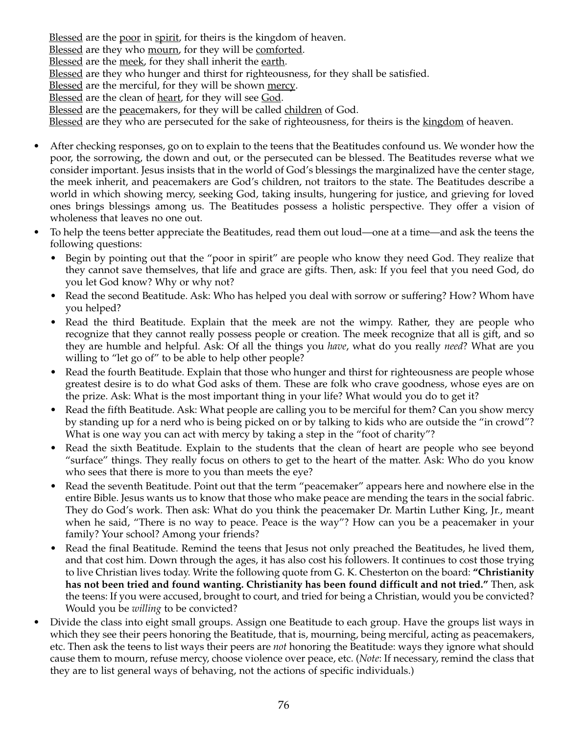<u>Blessed</u> are the <u>poor</u> in <u>spirit</u>, for theirs is the kingdom of heaven.
<u>Blessed</u> are they who <u>mourn</u>, for they will be <u>comforted</u>.
<u>Blessed</u> are the <u>meek</u>, for they shall inherit the <u>earth</u>.
<u>Blessed</u> are they who hunger and thirst for righteousness, for they shall be satisfied.
<u>Blessed</u> are the merciful, for they will be shown <u>mercy</u>.
<u>Blessed</u> are the clean of <u>heart</u>, for they will see <u>God</u>.
<u>Blessed</u> are the <u>peace</u>makers, for they will be called <u>children</u> of God.
<u>Blessed</u> are they who are persecuted for the sake of righteousness, for theirs is the <u>kingdom</u> of heaven.

- After checking responses, go on to explain to the teens that the Beatitudes confound us. We wonder how the poor, the sorrowing, the down and out, or the persecuted can be blessed. The Beatitudes reverse what we consider important. Jesus insists that in the world of God's blessings the marginalized have the center stage, the meek inherit, and peacemakers are God's children, not traitors to the state. The Beatitudes describe a world in which showing mercy, seeking God, taking insults, hungering for justice, and grieving for loved ones brings blessings among us. The Beatitudes possess a holistic perspective. They offer a vision of wholeness that leaves no one out.
- To help the teens better appreciate the Beatitudes, read them out loud—one at a time—and ask the teens the following questions:
  - Begin by pointing out that the "poor in spirit" are people who know they need God. They realize that they cannot save themselves, that life and grace are gifts. Then, ask: If you feel that you need God, do you let God know? Why or why not?
  - Read the second Beatitude. Ask: Who has helped you deal with sorrow or suffering? How? Whom have you helped?
  - Read the third Beatitude. Explain that the meek are not the wimpy. Rather, they are people who recognize that they cannot really possess people or creation. The meek recognize that all is gift, and so they are humble and helpful. Ask: Of all the things you *have*, what do you really *need*? What are you willing to "let go of" to be able to help other people?
  - Read the fourth Beatitude. Explain that those who hunger and thirst for righteousness are people whose greatest desire is to do what God asks of them. These are folk who crave goodness, whose eyes are on the prize. Ask: What is the most important thing in your life? What would you do to get it?
  - Read the fifth Beatitude. Ask: What people are calling you to be merciful for them? Can you show mercy by standing up for a nerd who is being picked on or by talking to kids who are outside the "in crowd"? What is one way you can act with mercy by taking a step in the "foot of charity"?
  - Read the sixth Beatitude. Explain to the students that the clean of heart are people who see beyond "surface" things. They really focus on others to get to the heart of the matter. Ask: Who do you know who sees that there is more to you than meets the eye?
  - Read the seventh Beatitude. Point out that the term "peacemaker" appears here and nowhere else in the entire Bible. Jesus wants us to know that those who make peace are mending the tears in the social fabric. They do God's work. Then ask: What do you think the peacemaker Dr. Martin Luther King, Jr., meant when he said, "There is no way to peace. Peace is the way"? How can you be a peacemaker in your family? Your school? Among your friends?
  - Read the final Beatitude. Remind the teens that Jesus not only preached the Beatitudes, he lived them, and that cost him. Down through the ages, it has also cost his followers. It continues to cost those trying to live Christian lives today. Write the following quote from G. K. Chesterton on the board: **"Christianity has not been tried and found wanting. Christianity has been found difficult and not tried."** Then, ask the teens: If you were accused, brought to court, and tried for being a Christian, would you be convicted? Would you be *willing* to be convicted?
- Divide the class into eight small groups. Assign one Beatitude to each group. Have the groups list ways in which they see their peers honoring the Beatitude, that is, mourning, being merciful, acting as peacemakers, etc. Then ask the teens to list ways their peers are *not* honoring the Beatitude: ways they ignore what should cause them to mourn, refuse mercy, choose violence over peace, etc. (*Note*: If necessary, remind the class that they are to list general ways of behaving, not the actions of specific individuals.)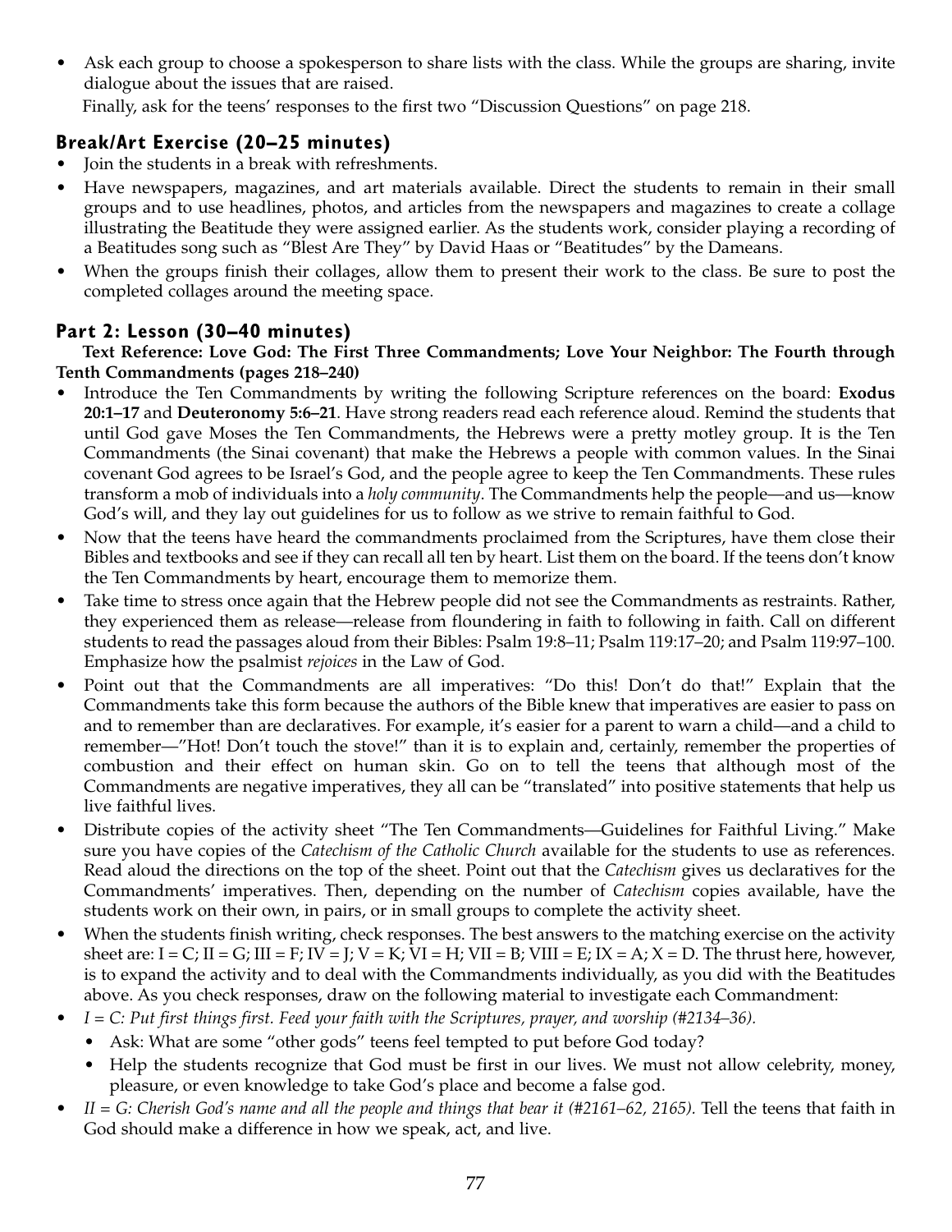- Ask each group to choose a spokesperson to share lists with the class. While the groups are sharing, invite dialogue about the issues that are raised.

  Finally, ask for the teens' responses to the first two "Discussion Questions" on page 218.

### Break/Art Exercise (20–25 minutes)

- Join the students in a break with refreshments.
- Have newspapers, magazines, and art materials available. Direct the students to remain in their small groups and to use headlines, photos, and articles from the newspapers and magazines to create a collage illustrating the Beatitude they were assigned earlier. As the students work, consider playing a recording of a Beatitudes song such as "Blest Are They" by David Haas or "Beatitudes" by the Dameans.
- When the groups finish their collages, allow them to present their work to the class. Be sure to post the completed collages around the meeting space.

### Part 2: Lesson (30–40 minutes)

**Text Reference: Love God: The First Three Commandments; Love Your Neighbor: The Fourth through Tenth Commandments (pages 218–240)**

- Introduce the Ten Commandments by writing the following Scripture references on the board: **Exodus 20:1–17** and **Deuteronomy 5:6–21**. Have strong readers read each reference aloud. Remind the students that until God gave Moses the Ten Commandments, the Hebrews were a pretty motley group. It is the Ten Commandments (the Sinai covenant) that make the Hebrews a people with common values. In the Sinai covenant God agrees to be Israel's God, and the people agree to keep the Ten Commandments. These rules transform a mob of individuals into a *holy community*. The Commandments help the people—and us—know God's will, and they lay out guidelines for us to follow as we strive to remain faithful to God.
- Now that the teens have heard the commandments proclaimed from the Scriptures, have them close their Bibles and textbooks and see if they can recall all ten by heart. List them on the board. If the teens don't know the Ten Commandments by heart, encourage them to memorize them.
- Take time to stress once again that the Hebrew people did not see the Commandments as restraints. Rather, they experienced them as release—release from floundering in faith to following in faith. Call on different students to read the passages aloud from their Bibles: Psalm 19:8–11; Psalm 119:17–20; and Psalm 119:97–100. Emphasize how the psalmist *rejoices* in the Law of God.
- Point out that the Commandments are all imperatives: "Do this! Don't do that!" Explain that the Commandments take this form because the authors of the Bible knew that imperatives are easier to pass on and to remember than are declaratives. For example, it's easier for a parent to warn a child—and a child to remember—"Hot! Don't touch the stove!" than it is to explain and, certainly, remember the properties of combustion and their effect on human skin. Go on to tell the teens that although most of the Commandments are negative imperatives, they all can be "translated" into positive statements that help us live faithful lives.
- Distribute copies of the activity sheet "The Ten Commandments—Guidelines for Faithful Living." Make sure you have copies of the *Catechism of the Catholic Church* available for the students to use as references. Read aloud the directions on the top of the sheet. Point out that the *Catechism* gives us declaratives for the Commandments' imperatives. Then, depending on the number of *Catechism* copies available, have the students work on their own, in pairs, or in small groups to complete the activity sheet.
- When the students finish writing, check responses. The best answers to the matching exercise on the activity sheet are: I = C; II = G; III = F; IV = J; V = K; VI = H; VII = B; VIII = E; IX = A; X = D. The thrust here, however, is to expand the activity and to deal with the Commandments individually, as you did with the Beatitudes above. As you check responses, draw on the following material to investigate each Commandment:
- *I = C: Put first things first. Feed your faith with the Scriptures, prayer, and worship (#2134–36).*
  - Ask: What are some "other gods" teens feel tempted to put before God today?
  - Help the students recognize that God must be first in our lives. We must not allow celebrity, money, pleasure, or even knowledge to take God's place and become a false god.
- *II = G: Cherish God's name and all the people and things that bear it (#2161–62, 2165).* Tell the teens that faith in God should make a difference in how we speak, act, and live.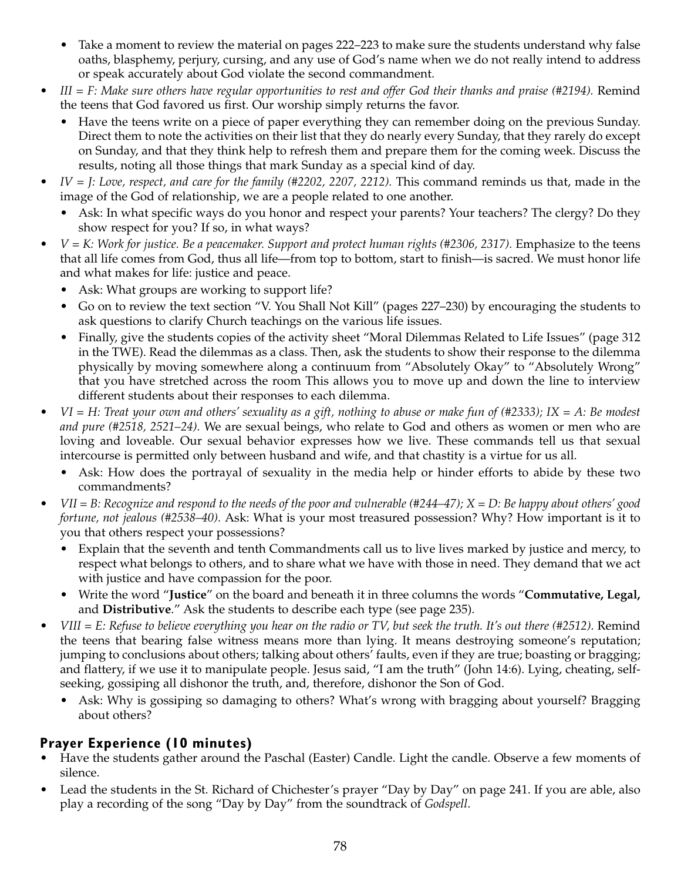- Take a moment to review the material on pages 222–223 to make sure the students understand why false oaths, blasphemy, perjury, cursing, and any use of God's name when we do not really intend to address or speak accurately about God violate the second commandment.

- *III = F: Make sure others have regular opportunities to rest and offer God their thanks and praise (#2194).* Remind the teens that God favored us first. Our worship simply returns the favor.
  - Have the teens write on a piece of paper everything they can remember doing on the previous Sunday. Direct them to note the activities on their list that they do nearly every Sunday, that they rarely do except on Sunday, and that they think help to refresh them and prepare them for the coming week. Discuss the results, noting all those things that mark Sunday as a special kind of day.
- *IV = J: Love, respect, and care for the family (#2202, 2207, 2212).* This command reminds us that, made in the image of the God of relationship, we are a people related to one another.
  - Ask: In what specific ways do you honor and respect your parents? Your teachers? The clergy? Do they show respect for you? If so, in what ways?
- *V = K: Work for justice. Be a peacemaker. Support and protect human rights (#2306, 2317).* Emphasize to the teens that all life comes from God, thus all life—from top to bottom, start to finish—is sacred. We must honor life and what makes for life: justice and peace.
  - Ask: What groups are working to support life?
  - Go on to review the text section "V. You Shall Not Kill" (pages 227–230) by encouraging the students to ask questions to clarify Church teachings on the various life issues.
  - Finally, give the students copies of the activity sheet "Moral Dilemmas Related to Life Issues" (page 312 in the TWE). Read the dilemmas as a class. Then, ask the students to show their response to the dilemma physically by moving somewhere along a continuum from "Absolutely Okay" to "Absolutely Wrong" that you have stretched across the room This allows you to move up and down the line to interview different students about their responses to each dilemma.
- *VI = H: Treat your own and others' sexuality as a gift, nothing to abuse or make fun of (#2333); IX = A: Be modest and pure (#2518, 2521–24).* We are sexual beings, who relate to God and others as women or men who are loving and loveable. Our sexual behavior expresses how we live. These commands tell us that sexual intercourse is permitted only between husband and wife, and that chastity is a virtue for us all.
  - Ask: How does the portrayal of sexuality in the media help or hinder efforts to abide by these two commandments?
- *VII = B: Recognize and respond to the needs of the poor and vulnerable (#244–47); X = D: Be happy about others' good fortune, not jealous (#2538–40).* Ask: What is your most treasured possession? Why? How important is it to you that others respect your possessions?
  - Explain that the seventh and tenth Commandments call us to live lives marked by justice and mercy, to respect what belongs to others, and to share what we have with those in need. They demand that we act with justice and have compassion for the poor.
  - Write the word "**Justice**" on the board and beneath it in three columns the words "**Commutative, Legal,** and **Distributive**." Ask the students to describe each type (see page 235).
- *VIII = E: Refuse to believe everything you hear on the radio or TV, but seek the truth. It's out there (#2512).* Remind the teens that bearing false witness means more than lying. It means destroying someone's reputation; jumping to conclusions about others; talking about others' faults, even if they are true; boasting or bragging; and flattery, if we use it to manipulate people. Jesus said, "I am the truth" (John 14:6). Lying, cheating, self-seeking, gossiping all dishonor the truth, and, therefore, dishonor the Son of God.
  - Ask: Why is gossiping so damaging to others? What's wrong with bragging about yourself? Bragging about others?

## Prayer Experience (10 minutes)

- Have the students gather around the Paschal (Easter) Candle. Light the candle. Observe a few moments of silence.
- Lead the students in the St. Richard of Chichester's prayer "Day by Day" on page 241. If you are able, also play a recording of the song "Day by Day" from the soundtrack of *Godspell*.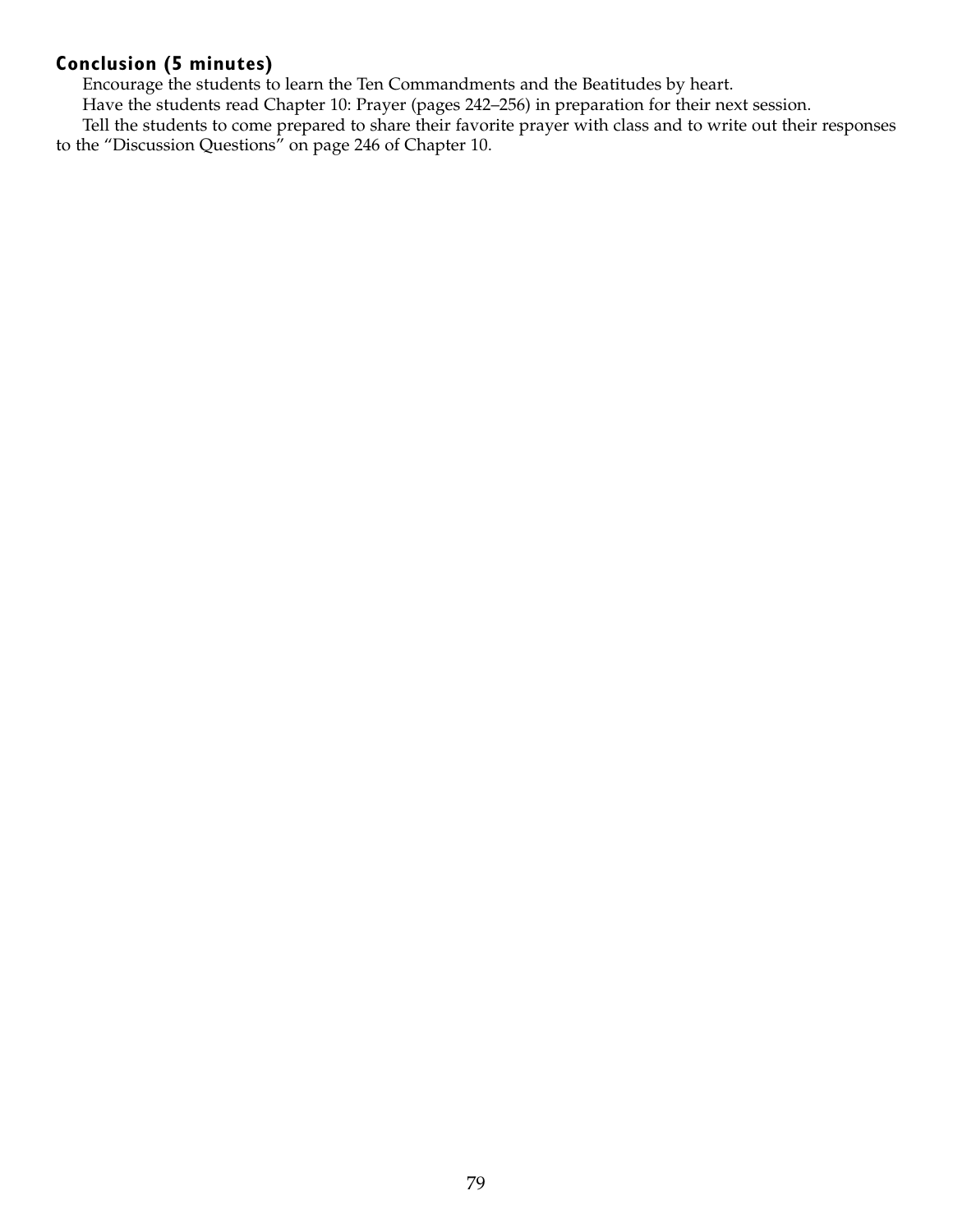### Conclusion (5 minutes)

Encourage the students to learn the Ten Commandments and the Beatitudes by heart.

Have the students read Chapter 10: Prayer (pages 242–256) in preparation for their next session.

Tell the students to come prepared to share their favorite prayer with class and to write out their responses to the "Discussion Questions" on page 246 of Chapter 10.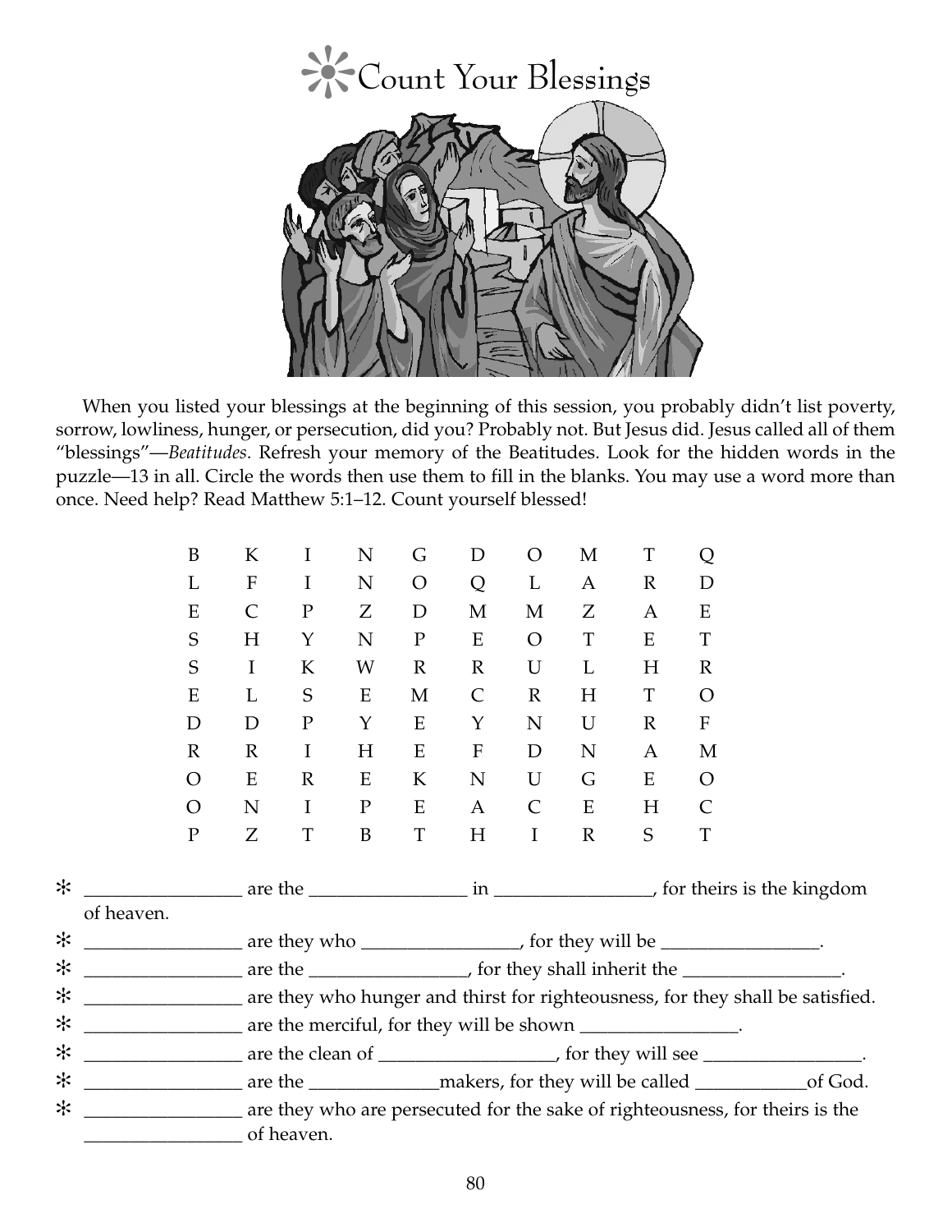# ❊Count Your Blessings

When you listed your blessings at the beginning of this session, you probably didn't list poverty, sorrow, lowliness, hunger, or persecution, did you? Probably not. But Jesus did. Jesus called all of them "blessings"—*Beatitudes*. Refresh your memory of the Beatitudes. Look for the hidden words in the puzzle—13 in all. Circle the words then use them to fill in the blanks. You may use a word more than once. Need help? Read Matthew 5:1–12. Count yourself blessed!

| | | | | | | | | | |
|---|---|---|---|---|---|---|---|---|---|
| B | K | I | N | G | D | O | M | T | Q |
| L | F | I | N | O | Q | L | A | R | D |
| E | C | P | Z | D | M | M | Z | A | E |
| S | H | Y | N | P | E | O | T | E | T |
| S | I | K | W | R | R | U | L | H | R |
| E | L | S | E | M | C | R | H | T | O |
| D | D | P | Y | E | Y | N | U | R | F |
| R | R | I | H | E | F | D | N | A | M |
| O | E | R | E | K | N | U | G | E | O |
| O | N | I | P | E | A | C | E | H | C |
| P | Z | T | B | T | H | I | R | S | T |

- ❊ ________________ are the ________________ in ________________, for theirs is the kingdom of heaven.
- ❊ ________________ are they who ________________, for they will be ________________.
- ❊ ________________ are the ________________, for they shall inherit the ________________.
- ❊ ________________ are they who hunger and thirst for righteousness, for they shall be satisfied.
- ❊ ________________ are the merciful, for they will be shown ________________.
- ❊ ________________ are the clean of __________________, for they will see ________________.
- ❊ ________________ are the ______________makers, for they will be called ____________of God.
- ❊ ________________ are they who are persecuted for the sake of righteousness, for theirs is the ________________ of heaven.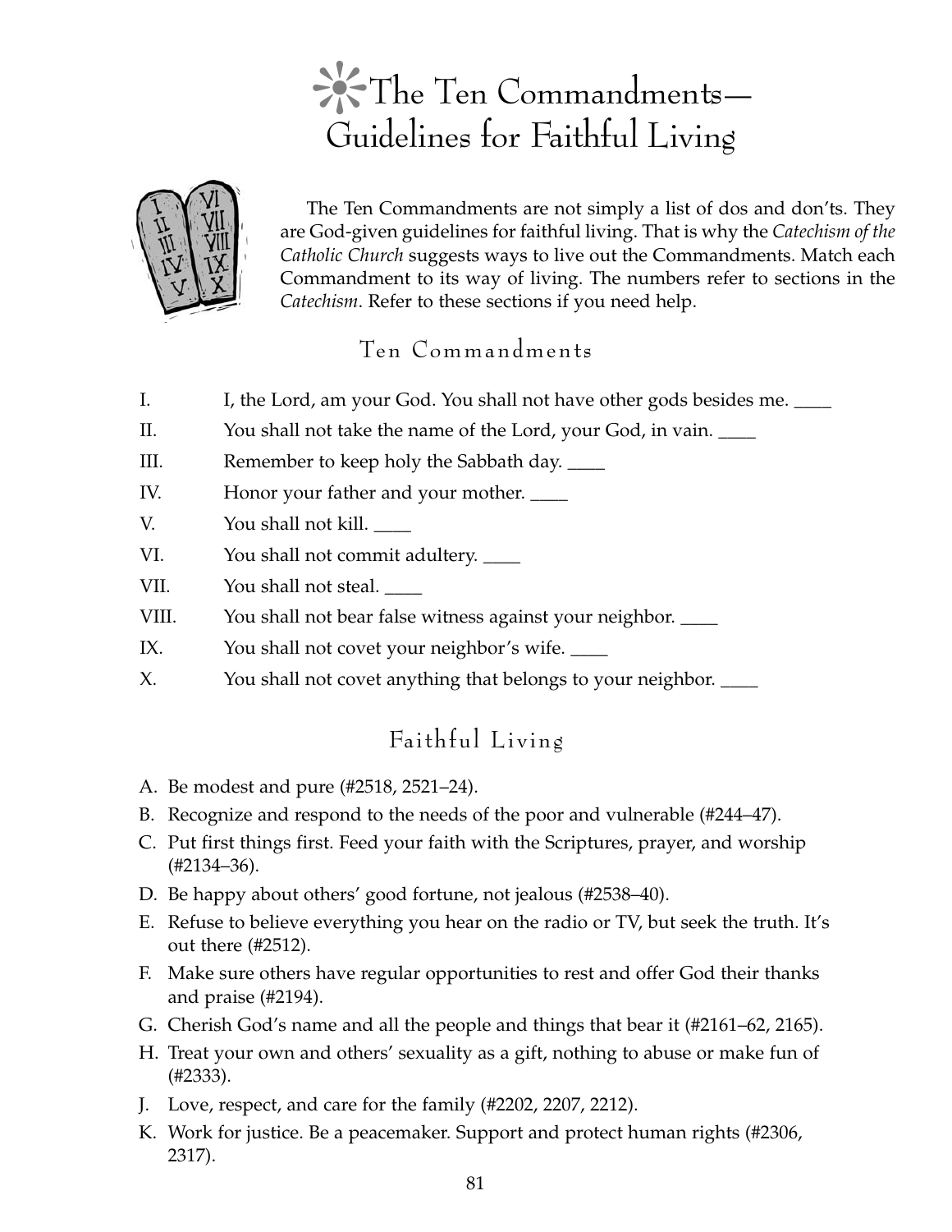# The Ten Commandments—Guidelines for Faithful Living

The Ten Commandments are not simply a list of dos and don'ts. They are God-given guidelines for faithful living. That is why the *Catechism of the Catholic Church* suggests ways to live out the Commandments. Match each Commandment to its way of living. The numbers refer to sections in the *Catechism*. Refer to these sections if you need help.

## Ten Commandments

I. I, the Lord, am your God. You shall not have other gods besides me. ____

II. You shall not take the name of the Lord, your God, in vain. ____

III. Remember to keep holy the Sabbath day. ____

IV. Honor your father and your mother. ____

V. You shall not kill. ____

VI. You shall not commit adultery. ____

VII. You shall not steal. ____

VIII. You shall not bear false witness against your neighbor. ____

IX. You shall not covet your neighbor's wife. ____

X. You shall not covet anything that belongs to your neighbor. ____

## Faithful Living

A. Be modest and pure (#2518, 2521–24).

B. Recognize and respond to the needs of the poor and vulnerable (#244–47).

C. Put first things first. Feed your faith with the Scriptures, prayer, and worship (#2134–36).

D. Be happy about others' good fortune, not jealous (#2538–40).

E. Refuse to believe everything you hear on the radio or TV, but seek the truth. It's out there (#2512).

F. Make sure others have regular opportunities to rest and offer God their thanks and praise (#2194).

G. Cherish God's name and all the people and things that bear it (#2161–62, 2165).

H. Treat your own and others' sexuality as a gift, nothing to abuse or make fun of (#2333).

J. Love, respect, and care for the family (#2202, 2207, 2212).

K. Work for justice. Be a peacemaker. Support and protect human rights (#2306, 2317).